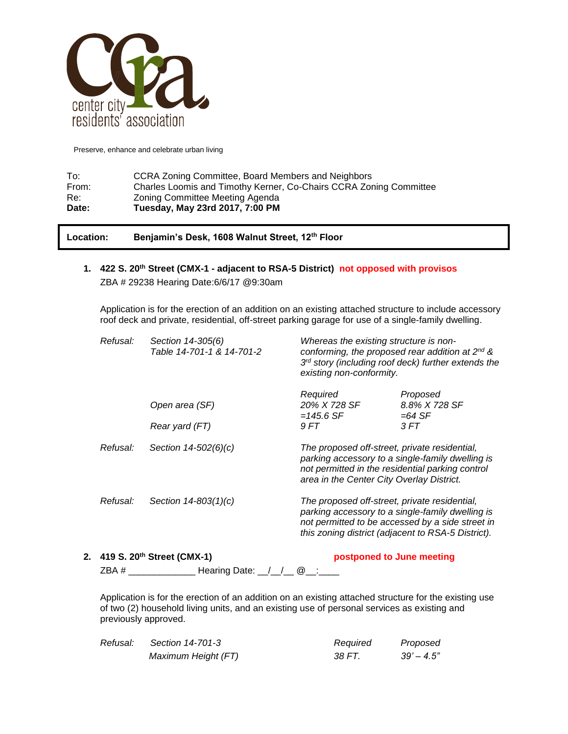# CCRA center city residents' association

Preserve, enhance and celebrate urban living

| | |
|---|---|
| To: | CCRA Zoning Committee, Board Members and Neighbors |
| From: | Charles Loomis and Timothy Kerner, Co-Chairs CCRA Zoning Committee |
| Re: | Zoning Committee Meeting Agenda |
| **Date:** | **Tuesday, May 23rd 2017, 7:00 PM** |

**Location:** **Benjamin's Desk, 1608 Walnut Street, 12th Floor**

1. **422 S. 20th Street (CMX-1 - adjacent to RSA-5 District)** **not opposed with provisos**
   ZBA # 29238 Hearing Date:6/6/17 @9:30am

   Application is for the erection of an addition on an existing attached structure to include accessory roof deck and private, residential, off-street parking garage for use of a single-family dwelling.

| | | | |
|---|---|---|---|
| *Refusal:* | *Section 14-305(6)* *Table 14-701-1 & 14-701-2* | *Whereas the existing structure is non-conforming, the proposed rear addition at 2nd & 3rd story (including roof deck) further extends the existing non-conformity.* | |
| | | *Required* | *Proposed* |
| | *Open area (SF)* | *20% X 728 SF =145.6 SF* | *8.8% X 728 SF =64 SF* |
| | *Rear yard (FT)* | *9 FT* | *3 FT* |
| *Refusal:* | *Section 14-502(6)(c)* | *The proposed off-street, private residential, parking accessory to a single-family dwelling is not permitted in the residential parking control area in the Center City Overlay District.* | |
| *Refusal:* | *Section 14-803(1)(c)* | *The proposed off-street, private residential, parking accessory to a single-family dwelling is not permitted to be accessed by a side street in this zoning district (adjacent to RSA-5 District).* | |

2. **419 S. 20th Street (CMX-1)** **postponed to June meeting**
   ZBA # _____________ Hearing Date: __/__/__ @__:____

   Application is for the erection of an addition on an existing attached structure for the existing use of two (2) household living units, and an existing use of personal services as existing and previously approved.

| | | | |
|---|---|---|---|
| *Refusal:* | *Section 14-701-3* | *Required* | *Proposed* |
| | *Maximum Height (FT)* | *38 FT.* | *39' – 4.5"* |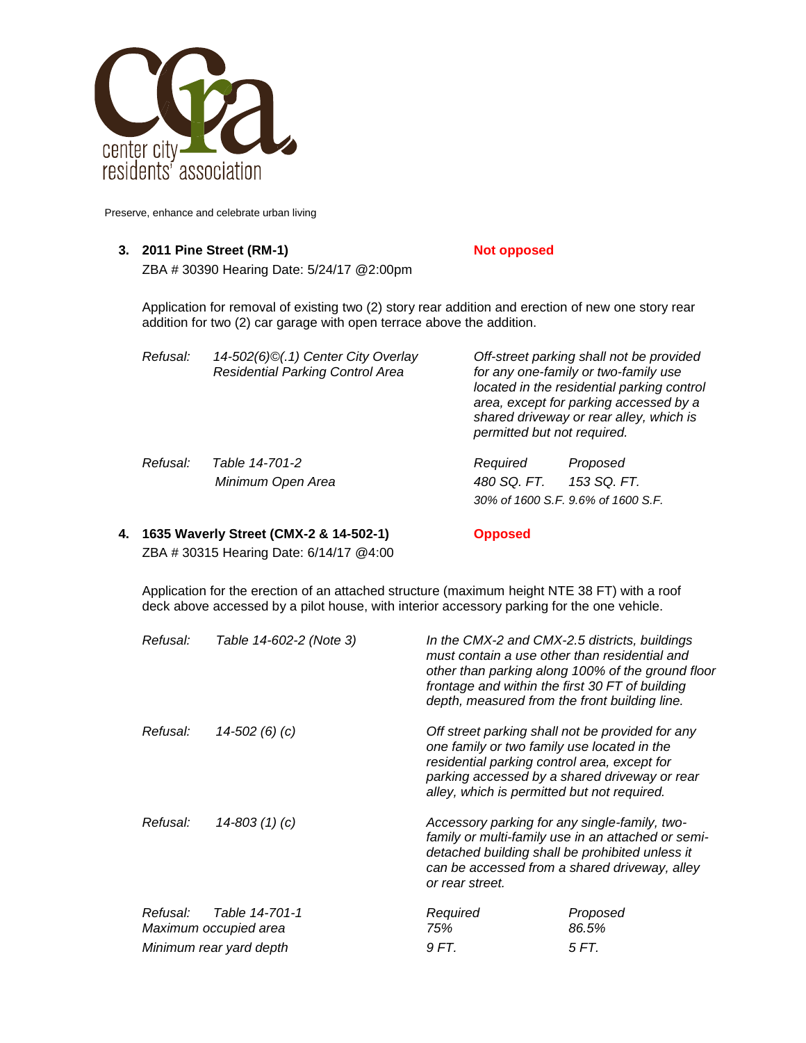center city residents' association

Preserve, enhance and celebrate urban living

**3. 2011 Pine Street (RM-1)** **Not opposed**

ZBA # 30390 Hearing Date: 5/24/17 @2:00pm

Application for removal of existing two (2) story rear addition and erection of new one story rear addition for two (2) car garage with open terrace above the addition.

| | | | |
|---|---|---|---|
| *Refusal:* | *14-502(6)©(.1) Center City Overlay Residential Parking Control Area* | *Off-street parking shall not be provided for any one-family or two-family use located in the residential parking control area, except for parking accessed by a shared driveway or rear alley, which is permitted but not required.* | |
| *Refusal:* | *Table 14-701-2* | *Required* | *Proposed* |
| | *Minimum Open Area* | *480 SQ. FT.* | *153 SQ. FT.* |
| | | *30% of 1600 S.F.* | *9.6% of 1600 S.F.* |

**4. 1635 Waverly Street (CMX-2 & 14-502-1)** **Opposed**

ZBA # 30315 Hearing Date: 6/14/17 @4:00

Application for the erection of an attached structure (maximum height NTE 38 FT) with a roof deck above accessed by a pilot house, with interior accessory parking for the one vehicle.

| | | | |
|---|---|---|---|
| *Refusal:* | *Table 14-602-2 (Note 3)* | *In the CMX-2 and CMX-2.5 districts, buildings must contain a use other than residential and other than parking along 100% of the ground floor frontage and within the first 30 FT of building depth, measured from the front building line.* | |
| *Refusal:* | *14-502 (6) (c)* | *Off street parking shall not be provided for any one family or two family use located in the residential parking control area, except for parking accessed by a shared driveway or rear alley, which is permitted but not required.* | |
| *Refusal:* | *14-803 (1) (c)* | *Accessory parking for any single-family, two-family or multi-family use in an attached or semi-detached building shall be prohibited unless it can be accessed from a shared driveway, alley or rear street.* | |
| *Refusal:* | *Table 14-701-1* | *Required* | *Proposed* |
| *Maximum occupied area* | | *75%* | *86.5%* |
| *Minimum rear yard depth* | | *9 FT.* | *5 FT.* |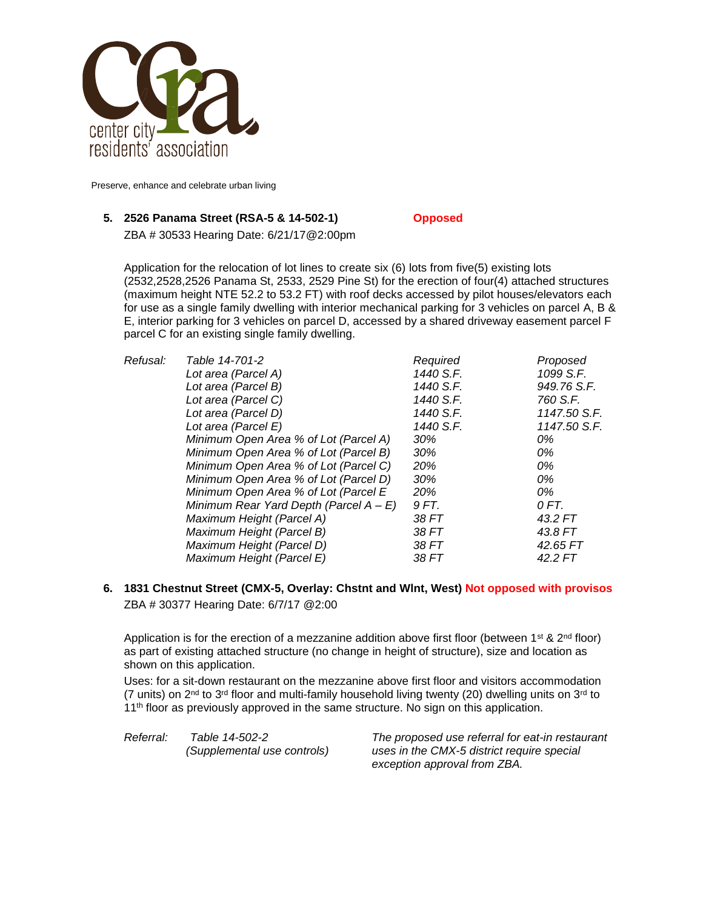center city residents' association

Preserve, enhance and celebrate urban living

5. **2526 Panama Street (RSA-5 & 14-502-1)** **Opposed**

ZBA # 30533 Hearing Date: 6/21/17@2:00pm

Application for the relocation of lot lines to create six (6) lots from five(5) existing lots (2532,2528,2526 Panama St, 2533, 2529 Pine St) for the erection of four(4) attached structures (maximum height NTE 52.2 to 53.2 FT) with roof decks accessed by pilot houses/elevators each for use as a single family dwelling with interior mechanical parking for 3 vehicles on parcel A, B & E, interior parking for 3 vehicles on parcel D, accessed by a shared driveway easement parcel F parcel C for an existing single family dwelling.

| *Refusal:* | *Table 14-701-2* | *Required* | *Proposed* |
|---|---|---|---|
| | *Lot area (Parcel A)* | *1440 S.F.* | *1099 S.F.* |
| | *Lot area (Parcel B)* | *1440 S.F.* | *949.76 S.F.* |
| | *Lot area (Parcel C)* | *1440 S.F.* | *760 S.F.* |
| | *Lot area (Parcel D)* | *1440 S.F.* | *1147.50 S.F.* |
| | *Lot area (Parcel E)* | *1440 S.F.* | *1147.50 S.F.* |
| | *Minimum Open Area % of Lot (Parcel A)* | *30%* | *0%* |
| | *Minimum Open Area % of Lot (Parcel B)* | *30%* | *0%* |
| | *Minimum Open Area % of Lot (Parcel C)* | *20%* | *0%* |
| | *Minimum Open Area % of Lot (Parcel D)* | *30%* | *0%* |
| | *Minimum Open Area % of Lot (Parcel E* | *20%* | *0%* |
| | *Minimum Rear Yard Depth (Parcel A – E)* | *9 FT.* | *0 FT.* |
| | *Maximum Height (Parcel A)* | *38 FT* | *43.2 FT* |
| | *Maximum Height (Parcel B)* | *38 FT* | *43.8 FT* |
| | *Maximum Height (Parcel D)* | *38 FT* | *42.65 FT* |
| | *Maximum Height (Parcel E)* | *38 FT* | *42.2 FT* |

6. **1831 Chestnut Street (CMX-5, Overlay: Chstnt and Wlnt, West)** **Not opposed with provisos**

ZBA # 30377 Hearing Date: 6/7/17 @2:00

Application is for the erection of a mezzanine addition above first floor (between 1st & 2nd floor) as part of existing attached structure (no change in height of structure), size and location as shown on this application.

Uses: for a sit-down restaurant on the mezzanine above first floor and visitors accommodation (7 units) on 2nd to 3rd floor and multi-family household living twenty (20) dwelling units on 3rd to 11th floor as previously approved in the same structure. No sign on this application.

| *Referral:* | *Table 14-502-2 (Supplemental use controls)* | *The proposed use referral for eat-in restaurant uses in the CMX-5 district require special exception approval from ZBA.* |
|---|---|---|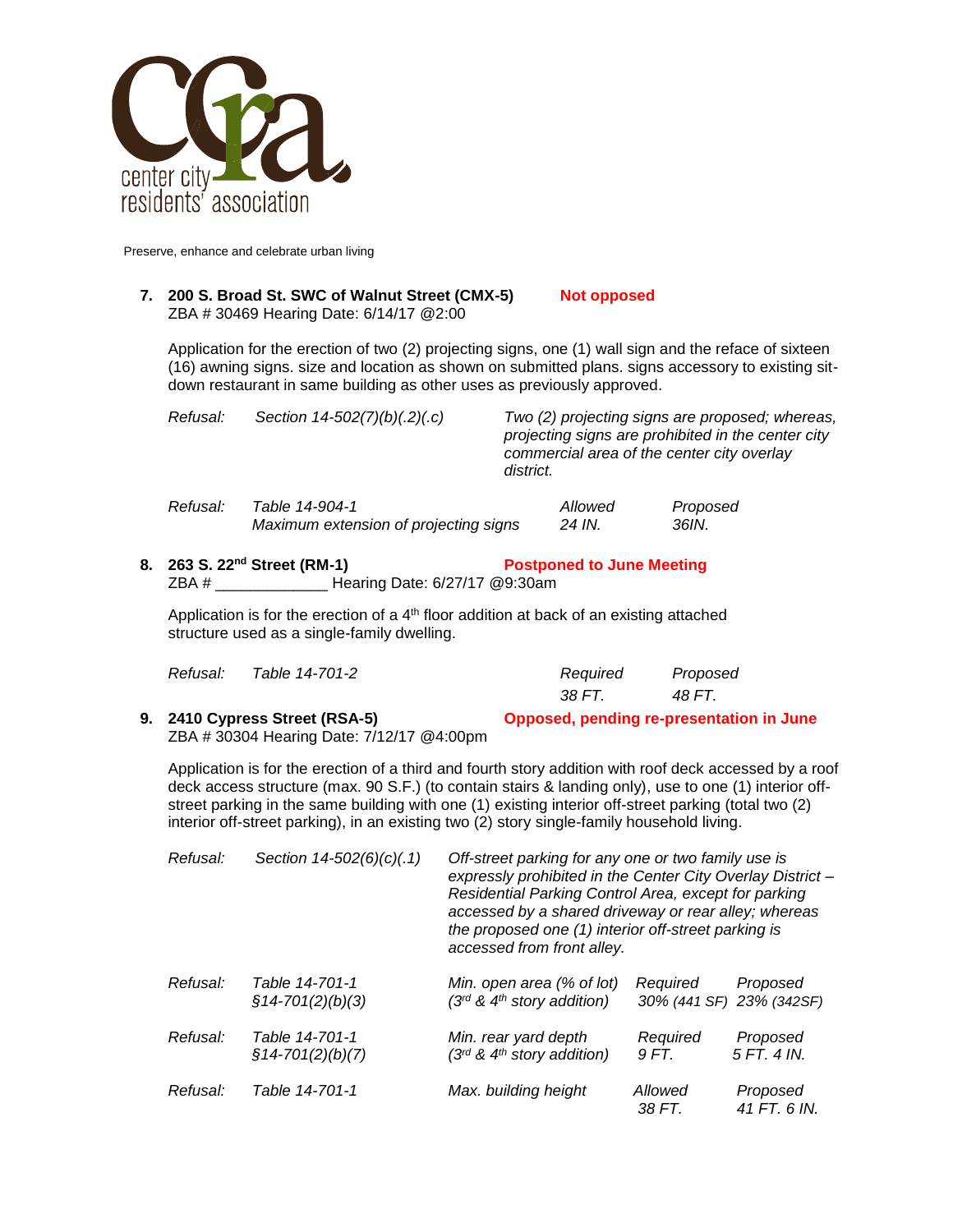center city residents' association

Preserve, enhance and celebrate urban living

7. **200 S. Broad St. SWC of Walnut Street (CMX-5)** **Not opposed**
ZBA # 30469 Hearing Date: 6/14/17 @2:00

Application for the erection of two (2) projecting signs, one (1) wall sign and the reface of sixteen (16) awning signs. size and location as shown on submitted plans. signs accessory to existing sit-down restaurant in same building as other uses as previously approved.

| | | | |
|---|---|---|---|
| *Refusal:* | *Section 14-502(7)(b)(.2)(.c)* | *Two (2) projecting signs are proposed; whereas, projecting signs are prohibited in the center city commercial area of the center city overlay district.* | |
| *Refusal:* | *Table 14-904-1* *Maximum extension of projecting signs* | *Allowed* *24 IN.* | *Proposed* *36IN.* |

8. **263 S. 22nd Street (RM-1)** **Postponed to June Meeting**
ZBA # _____________ Hearing Date: 6/27/17 @9:30am

Application is for the erection of a 4th floor addition at back of an existing attached structure used as a single-family dwelling.

| | | | |
|---|---|---|---|
| *Refusal:* | *Table 14-701-2* | *Required* *38 FT.* | *Proposed* *48 FT.* |

9. **2410 Cypress Street (RSA-5)** **Opposed, pending re-presentation in June**
ZBA # 30304 Hearing Date: 7/12/17 @4:00pm

Application is for the erection of a third and fourth story addition with roof deck accessed by a roof deck access structure (max. 90 S.F.) (to contain stairs & landing only), use to one (1) interior off-street parking in the same building with one (1) existing interior off-street parking (total two (2) interior off-street parking), in an existing two (2) story single-family household living.

| | | | | |
|---|---|---|---|---|
| *Refusal:* | *Section 14-502(6)(c)(.1)* | *Off-street parking for any one or two family use is expressly prohibited in the Center City Overlay District – Residential Parking Control Area, except for parking accessed by a shared driveway or rear alley; whereas the proposed one (1) interior off-street parking is accessed from front alley.* | | |
| *Refusal:* | *Table 14-701-1* *§14-701(2)(b)(3)* | *Min. open area (% of lot)* *(3rd & 4th story addition)* | *Required* *30% (441 SF)* | *Proposed* *23% (342SF)* |
| *Refusal:* | *Table 14-701-1* *§14-701(2)(b)(7)* | *Min. rear yard depth* *(3rd & 4th story addition)* | *Required* *9 FT.* | *Proposed* *5 FT. 4 IN.* |
| *Refusal:* | *Table 14-701-1* | *Max. building height* | *Allowed* *38 FT.* | *Proposed* *41 FT. 6 IN.* |